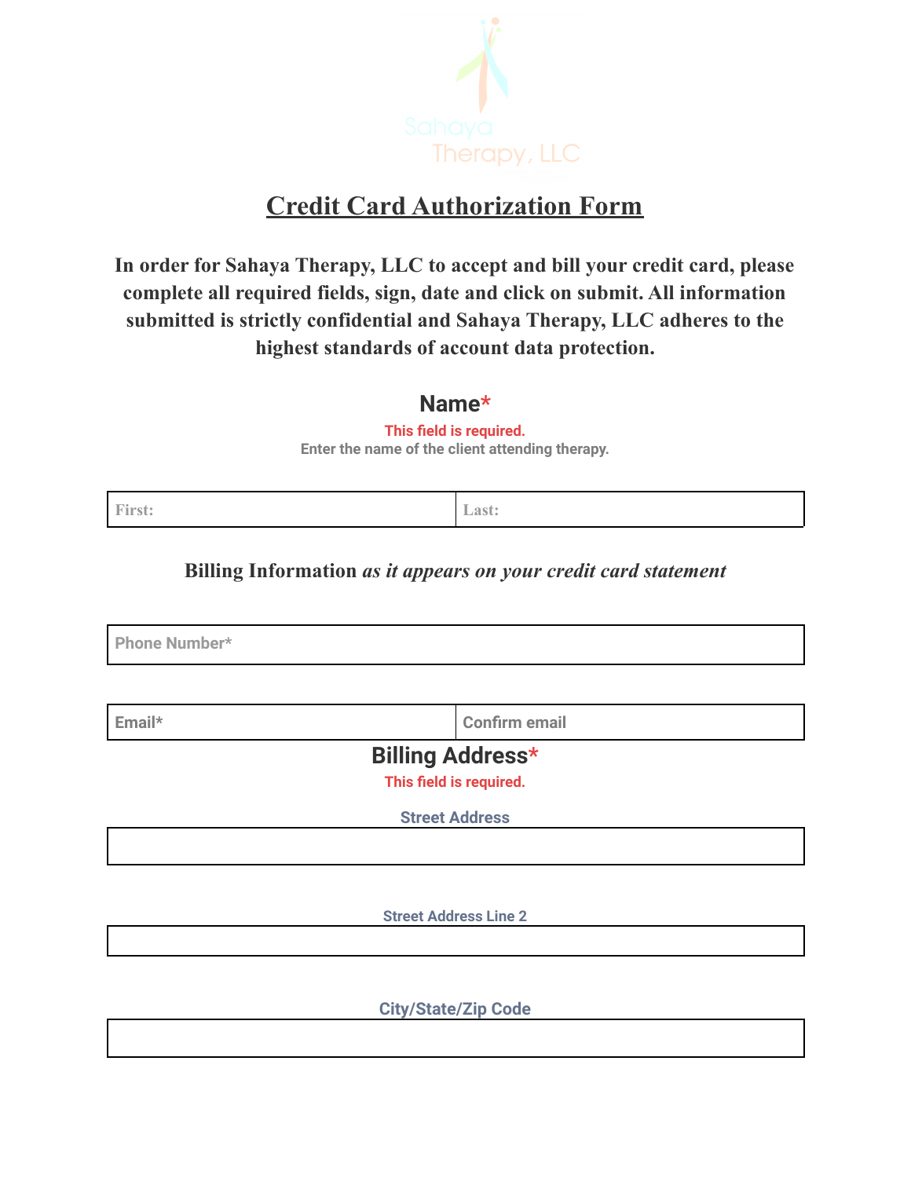Sahaya Therapy, LLC

# Credit Card Authorization Form

**In order for Sahaya Therapy, LLC to accept and bill your credit card, please complete all required fields, sign, date and click on submit. All information submitted is strictly confidential and Sahaya Therapy, LLC adheres to the highest standards of account data protection.**

## Name*

This field is required.

Enter the name of the client attending therapy.

| First: | Last: |
|---|---|

**Billing Information** ***as it appears on your credit card statement***

| Phone Number* |
|---|

| Email* | Confirm email |
|---|---|

## Billing Address*

This field is required.

Street Address

| |
|---|

Street Address Line 2

| |
|---|

City/State/Zip Code

| |
|---|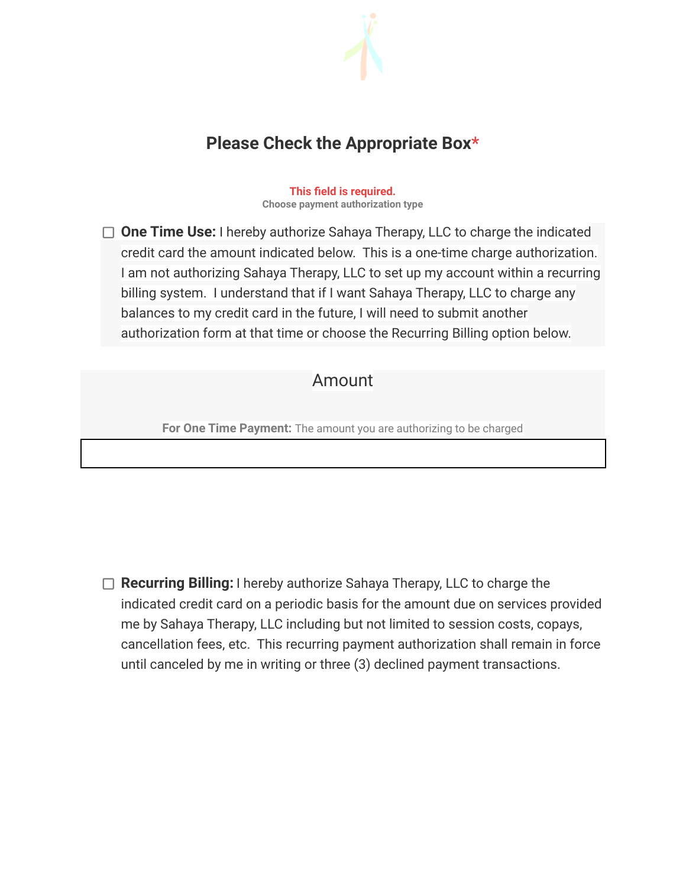## Please Check the Appropriate Box*

This field is required.

Choose payment authorization type

- ☐ **One Time Use:** I hereby authorize Sahaya Therapy, LLC to charge the indicated credit card the amount indicated below. This is a one-time charge authorization. I am not authorizing Sahaya Therapy, LLC to set up my account within a recurring billing system. I understand that if I want Sahaya Therapy, LLC to charge any balances to my credit card in the future, I will need to submit another authorization form at that time or choose the Recurring Billing option below.

### Amount

**For One Time Payment:** The amount you are authorizing to be charged

- ☐ **Recurring Billing:** I hereby authorize Sahaya Therapy, LLC to charge the indicated credit card on a periodic basis for the amount due on services provided me by Sahaya Therapy, LLC including but not limited to session costs, copays, cancellation fees, etc. This recurring payment authorization shall remain in force until canceled by me in writing or three (3) declined payment transactions.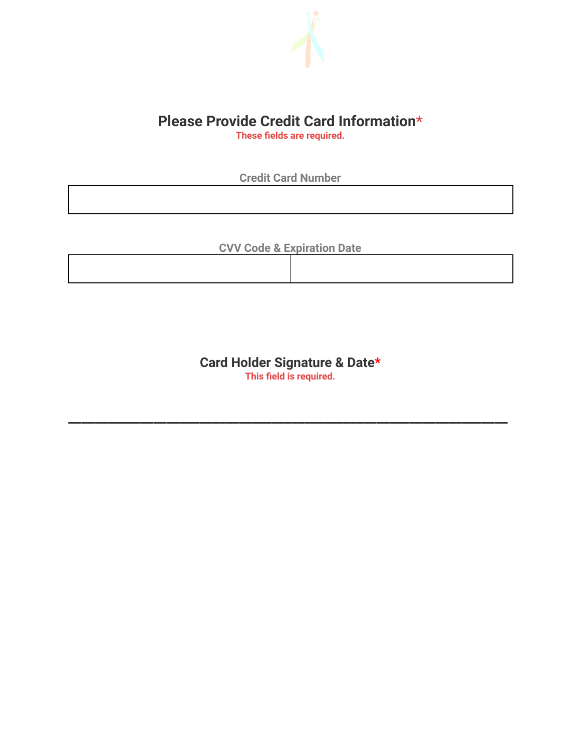## Please Provide Credit Card Information*

These fields are required.

Credit Card Number

| |
|---|
| |

CVV Code & Expiration Date

| | |
|---|---|
| | |

## Card Holder Signature & Date*

This field is required.

______________________________________________________